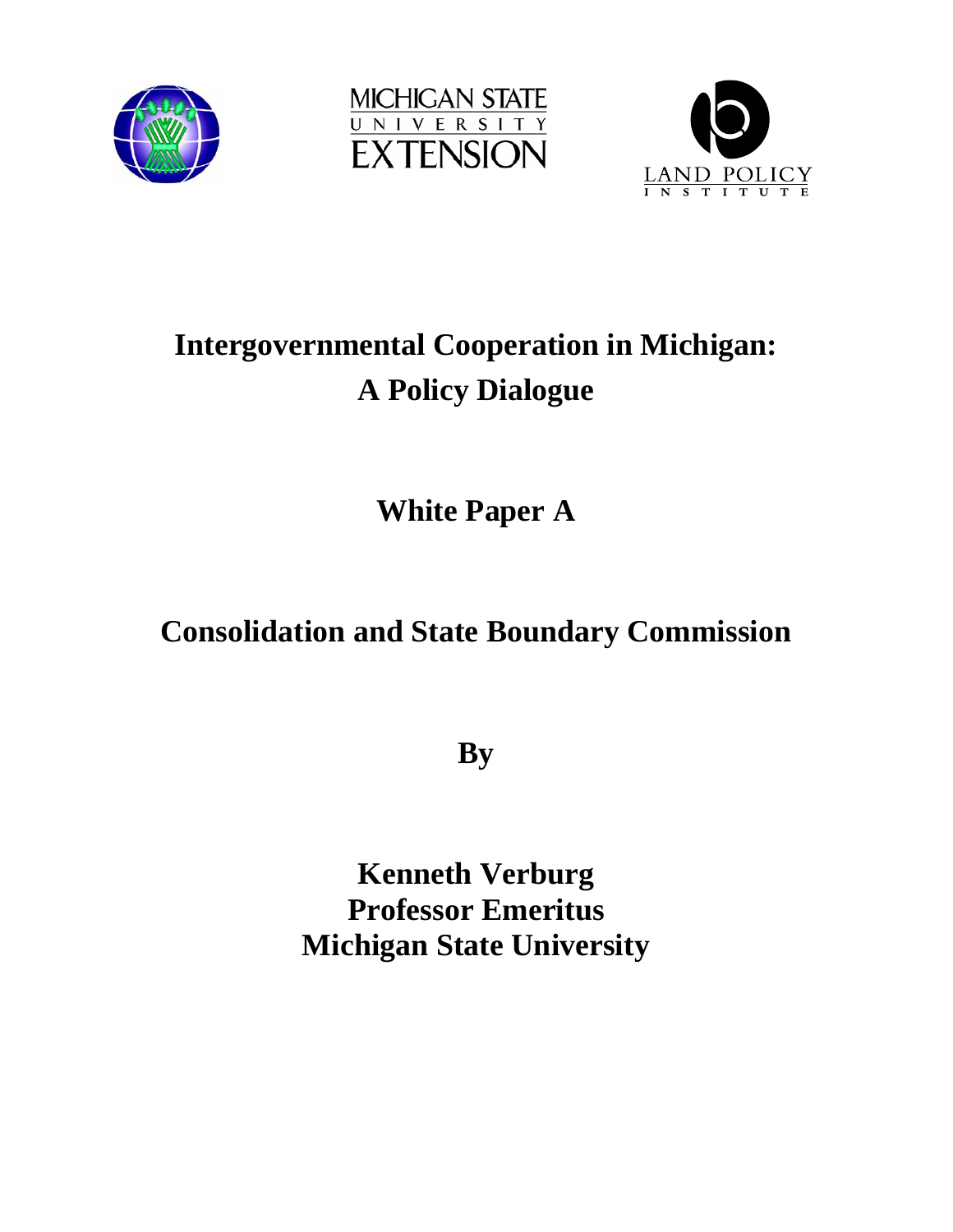MICHIGAN STATE UNIVERSITY EXTENSION

LAND POLICY INSTITUTE

# Intergovernmental Cooperation in Michigan: A Policy Dialogue

## White Paper A

## Consolidation and State Boundary Commission

**By**

**Kenneth Verburg**
**Professor Emeritus**
**Michigan State University**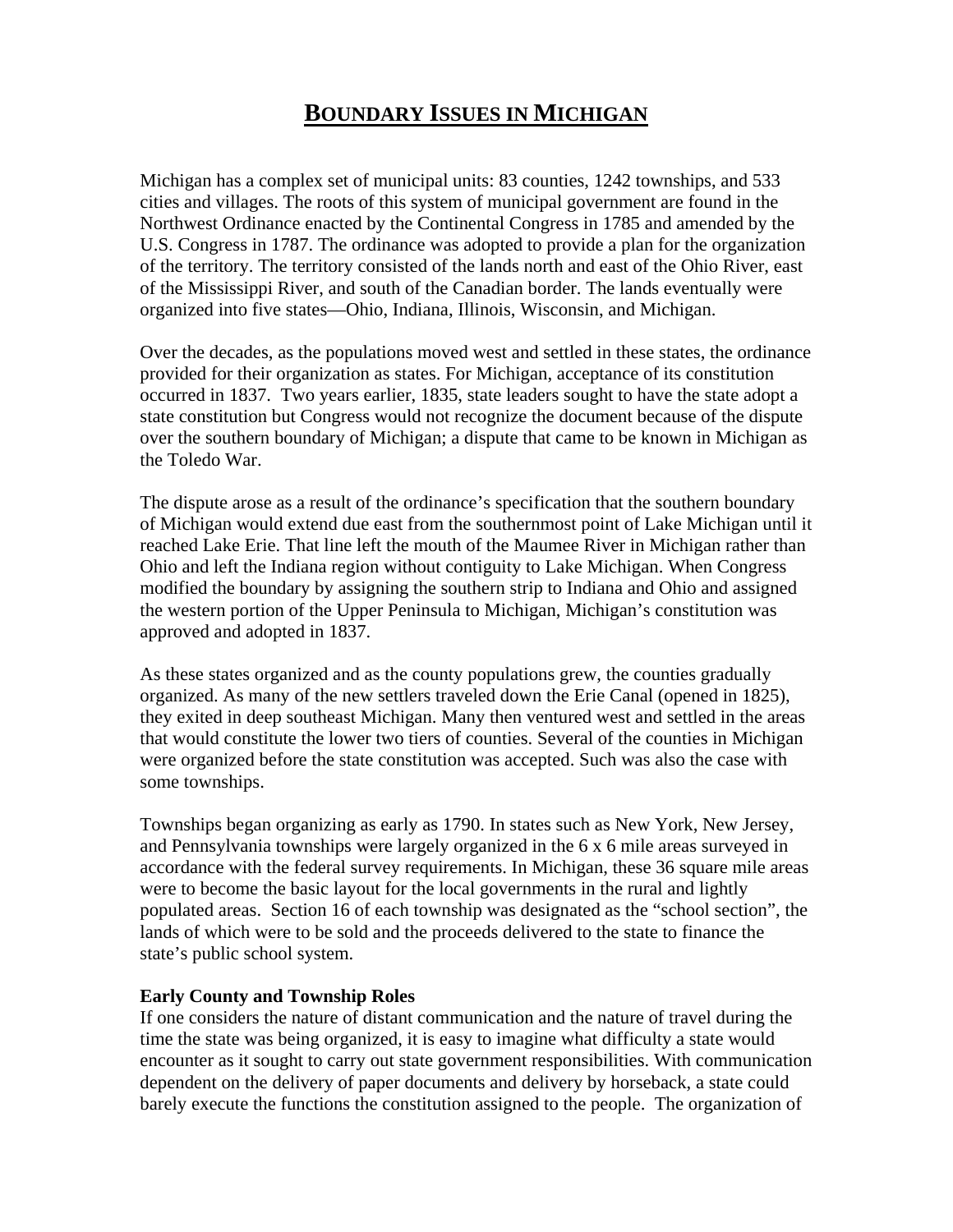# BOUNDARY ISSUES IN MICHIGAN

Michigan has a complex set of municipal units: 83 counties, 1242 townships, and 533 cities and villages. The roots of this system of municipal government are found in the Northwest Ordinance enacted by the Continental Congress in 1785 and amended by the U.S. Congress in 1787. The ordinance was adopted to provide a plan for the organization of the territory. The territory consisted of the lands north and east of the Ohio River, east of the Mississippi River, and south of the Canadian border. The lands eventually were organized into five states—Ohio, Indiana, Illinois, Wisconsin, and Michigan.

Over the decades, as the populations moved west and settled in these states, the ordinance provided for their organization as states. For Michigan, acceptance of its constitution occurred in 1837. Two years earlier, 1835, state leaders sought to have the state adopt a state constitution but Congress would not recognize the document because of the dispute over the southern boundary of Michigan; a dispute that came to be known in Michigan as the Toledo War.

The dispute arose as a result of the ordinance's specification that the southern boundary of Michigan would extend due east from the southernmost point of Lake Michigan until it reached Lake Erie. That line left the mouth of the Maumee River in Michigan rather than Ohio and left the Indiana region without contiguity to Lake Michigan. When Congress modified the boundary by assigning the southern strip to Indiana and Ohio and assigned the western portion of the Upper Peninsula to Michigan, Michigan's constitution was approved and adopted in 1837.

As these states organized and as the county populations grew, the counties gradually organized. As many of the new settlers traveled down the Erie Canal (opened in 1825), they exited in deep southeast Michigan. Many then ventured west and settled in the areas that would constitute the lower two tiers of counties. Several of the counties in Michigan were organized before the state constitution was accepted. Such was also the case with some townships.

Townships began organizing as early as 1790. In states such as New York, New Jersey, and Pennsylvania townships were largely organized in the 6 x 6 mile areas surveyed in accordance with the federal survey requirements. In Michigan, these 36 square mile areas were to become the basic layout for the local governments in the rural and lightly populated areas. Section 16 of each township was designated as the "school section", the lands of which were to be sold and the proceeds delivered to the state to finance the state's public school system.

**Early County and Township Roles**

If one considers the nature of distant communication and the nature of travel during the time the state was being organized, it is easy to imagine what difficulty a state would encounter as it sought to carry out state government responsibilities. With communication dependent on the delivery of paper documents and delivery by horseback, a state could barely execute the functions the constitution assigned to the people. The organization of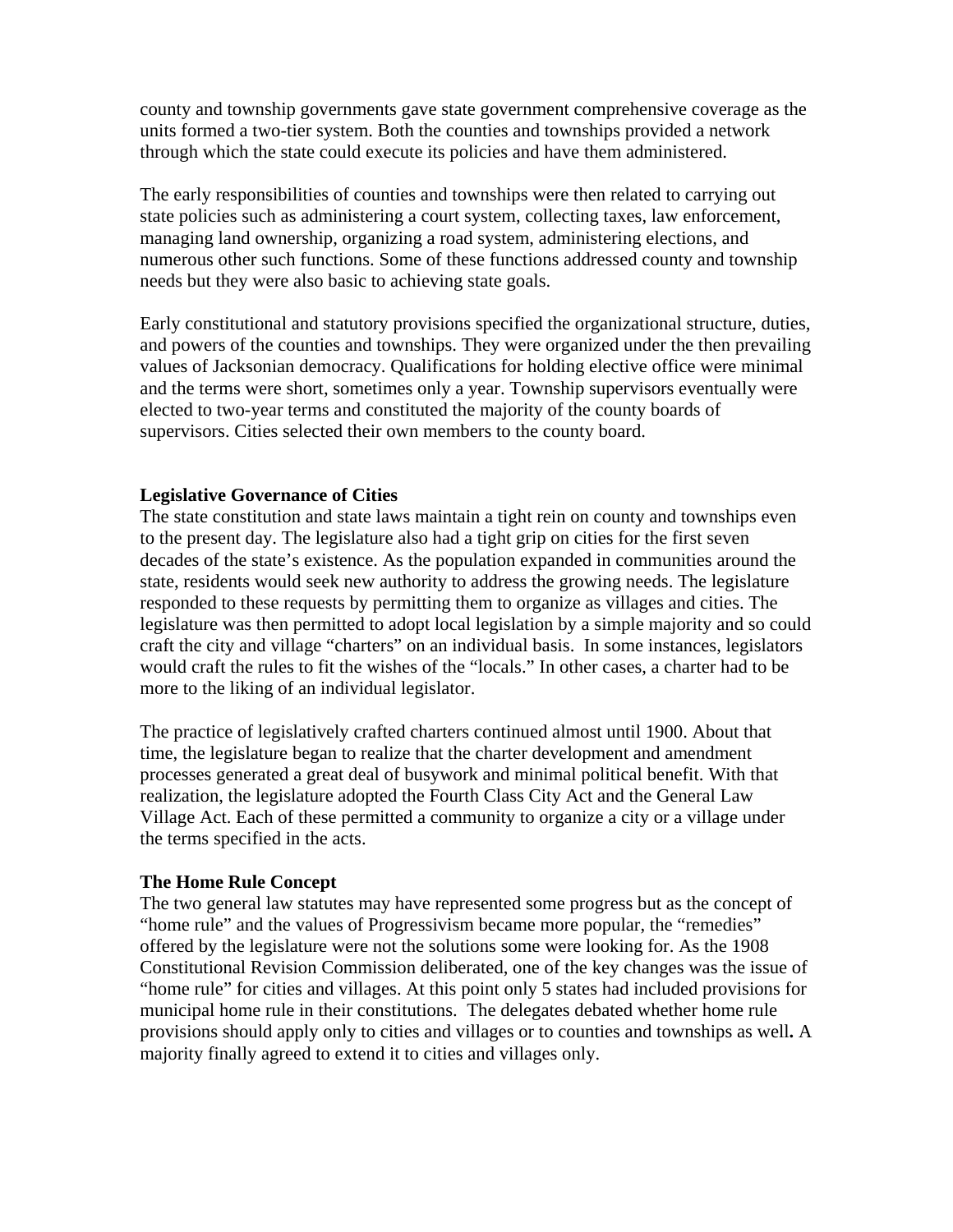county and township governments gave state government comprehensive coverage as the units formed a two-tier system. Both the counties and townships provided a network through which the state could execute its policies and have them administered.

The early responsibilities of counties and townships were then related to carrying out state policies such as administering a court system, collecting taxes, law enforcement, managing land ownership, organizing a road system, administering elections, and numerous other such functions. Some of these functions addressed county and township needs but they were also basic to achieving state goals.

Early constitutional and statutory provisions specified the organizational structure, duties, and powers of the counties and townships. They were organized under the then prevailing values of Jacksonian democracy. Qualifications for holding elective office were minimal and the terms were short, sometimes only a year. Township supervisors eventually were elected to two-year terms and constituted the majority of the county boards of supervisors. Cities selected their own members to the county board.

**Legislative Governance of Cities**

The state constitution and state laws maintain a tight rein on county and townships even to the present day. The legislature also had a tight grip on cities for the first seven decades of the state's existence. As the population expanded in communities around the state, residents would seek new authority to address the growing needs. The legislature responded to these requests by permitting them to organize as villages and cities. The legislature was then permitted to adopt local legislation by a simple majority and so could craft the city and village "charters" on an individual basis. In some instances, legislators would craft the rules to fit the wishes of the "locals." In other cases, a charter had to be more to the liking of an individual legislator.

The practice of legislatively crafted charters continued almost until 1900. About that time, the legislature began to realize that the charter development and amendment processes generated a great deal of busywork and minimal political benefit. With that realization, the legislature adopted the Fourth Class City Act and the General Law Village Act. Each of these permitted a community to organize a city or a village under the terms specified in the acts.

**The Home Rule Concept**

The two general law statutes may have represented some progress but as the concept of "home rule" and the values of Progressivism became more popular, the "remedies" offered by the legislature were not the solutions some were looking for. As the 1908 Constitutional Revision Commission deliberated, one of the key changes was the issue of "home rule" for cities and villages. At this point only 5 states had included provisions for municipal home rule in their constitutions. The delegates debated whether home rule provisions should apply only to cities and villages or to counties and townships as well**.** A majority finally agreed to extend it to cities and villages only.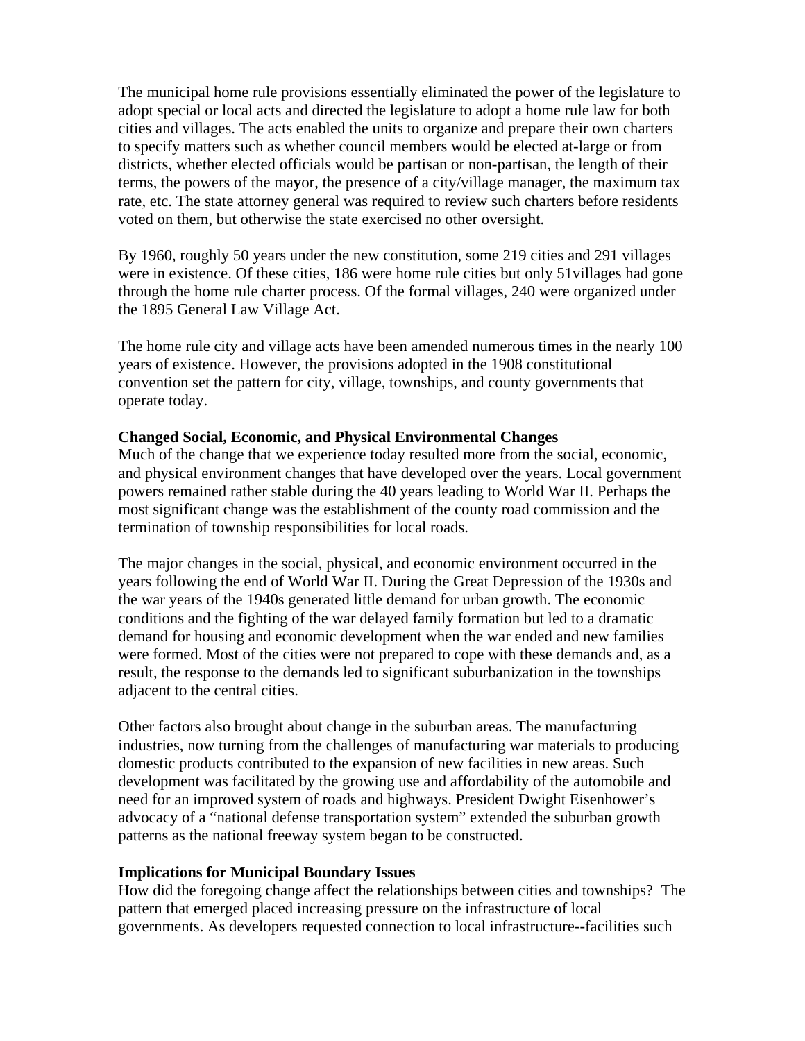The municipal home rule provisions essentially eliminated the power of the legislature to adopt special or local acts and directed the legislature to adopt a home rule law for both cities and villages. The acts enabled the units to organize and prepare their own charters to specify matters such as whether council members would be elected at-large or from districts, whether elected officials would be partisan or non-partisan, the length of their terms, the powers of the mayor, the presence of a city/village manager, the maximum tax rate, etc. The state attorney general was required to review such charters before residents voted on them, but otherwise the state exercised no other oversight.

By 1960, roughly 50 years under the new constitution, some 219 cities and 291 villages were in existence. Of these cities, 186 were home rule cities but only 51villages had gone through the home rule charter process. Of the formal villages, 240 were organized under the 1895 General Law Village Act.

The home rule city and village acts have been amended numerous times in the nearly 100 years of existence. However, the provisions adopted in the 1908 constitutional convention set the pattern for city, village, townships, and county governments that operate today.

**Changed Social, Economic, and Physical Environmental Changes**

Much of the change that we experience today resulted more from the social, economic, and physical environment changes that have developed over the years. Local government powers remained rather stable during the 40 years leading to World War II. Perhaps the most significant change was the establishment of the county road commission and the termination of township responsibilities for local roads.

The major changes in the social, physical, and economic environment occurred in the years following the end of World War II. During the Great Depression of the 1930s and the war years of the 1940s generated little demand for urban growth. The economic conditions and the fighting of the war delayed family formation but led to a dramatic demand for housing and economic development when the war ended and new families were formed. Most of the cities were not prepared to cope with these demands and, as a result, the response to the demands led to significant suburbanization in the townships adjacent to the central cities.

Other factors also brought about change in the suburban areas. The manufacturing industries, now turning from the challenges of manufacturing war materials to producing domestic products contributed to the expansion of new facilities in new areas. Such development was facilitated by the growing use and affordability of the automobile and need for an improved system of roads and highways. President Dwight Eisenhower's advocacy of a "national defense transportation system" extended the suburban growth patterns as the national freeway system began to be constructed.

**Implications for Municipal Boundary Issues**

How did the foregoing change affect the relationships between cities and townships? The pattern that emerged placed increasing pressure on the infrastructure of local governments. As developers requested connection to local infrastructure--facilities such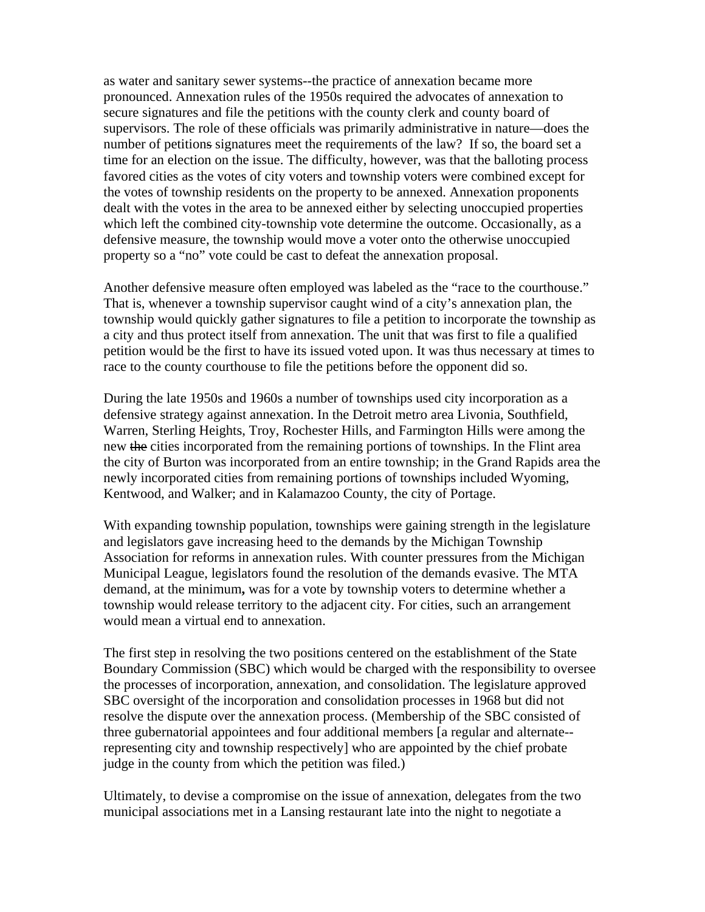as water and sanitary sewer systems--the practice of annexation became more pronounced. Annexation rules of the 1950s required the advocates of annexation to secure signatures and file the petitions with the county clerk and county board of supervisors. The role of these officials was primarily administrative in nature—does the number of ~~petitions~~ signatures meet the requirements of the law? If so, the board set a time for an election on the issue. The difficulty, however, was that the balloting process favored cities as the votes of city voters and township voters were combined except for the votes of township residents on the property to be annexed. Annexation proponents dealt with the votes in the area to be annexed either by selecting unoccupied properties which left the combined city-township vote determine the outcome. Occasionally, as a defensive measure, the township would move a voter onto the otherwise unoccupied property so a "no" vote could be cast to defeat the annexation proposal.

Another defensive measure often employed was labeled as the "race to the courthouse." That is, whenever a township supervisor caught wind of a city's annexation plan, the township would quickly gather signatures to file a petition to incorporate the township as a city and thus protect itself from annexation. The unit that was first to file a qualified petition would be the first to have its issued voted upon. It was thus necessary at times to race to the county courthouse to file the petitions before the opponent did so.

During the late 1950s and 1960s a number of townships used city incorporation as a defensive strategy against annexation. In the Detroit metro area Livonia, Southfield, Warren, Sterling Heights, Troy, Rochester Hills, and Farmington Hills were among the new ~~the~~ cities incorporated from the remaining portions of townships. In the Flint area the city of Burton was incorporated from an entire township; in the Grand Rapids area the newly incorporated cities from remaining portions of townships included Wyoming, Kentwood, and Walker; and in Kalamazoo County, the city of Portage.

With expanding township population, townships were gaining strength in the legislature and legislators gave increasing heed to the demands by the Michigan Township Association for reforms in annexation rules. With counter pressures from the Michigan Municipal League, legislators found the resolution of the demands evasive. The MTA demand, at the minimum**,** was for a vote by township voters to determine whether a township would release territory to the adjacent city. For cities, such an arrangement would mean a virtual end to annexation.

The first step in resolving the two positions centered on the establishment of the State Boundary Commission (SBC) which would be charged with the responsibility to oversee the processes of incorporation, annexation, and consolidation. The legislature approved SBC oversight of the incorporation and consolidation processes in 1968 but did not resolve the dispute over the annexation process. (Membership of the SBC consisted of three gubernatorial appointees and four additional members [a regular and alternate--representing city and township respectively] who are appointed by the chief probate judge in the county from which the petition was filed.)

Ultimately, to devise a compromise on the issue of annexation, delegates from the two municipal associations met in a Lansing restaurant late into the night to negotiate a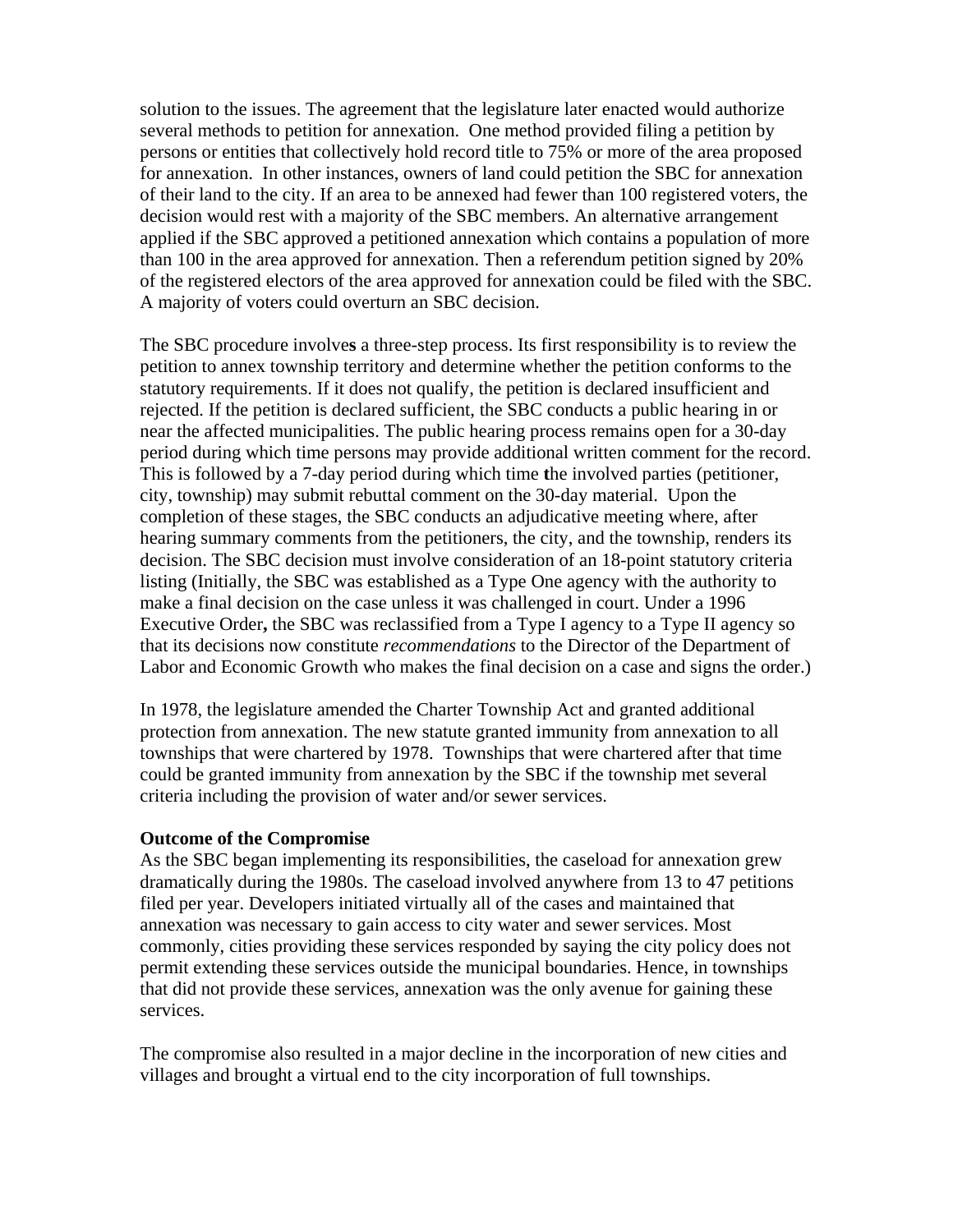solution to the issues. The agreement that the legislature later enacted would authorize several methods to petition for annexation. One method provided filing a petition by persons or entities that collectively hold record title to 75% or more of the area proposed for annexation. In other instances, owners of land could petition the SBC for annexation of their land to the city. If an area to be annexed had fewer than 100 registered voters, the decision would rest with a majority of the SBC members. An alternative arrangement applied if the SBC approved a petitioned annexation which contains a population of more than 100 in the area approved for annexation. Then a referendum petition signed by 20% of the registered electors of the area approved for annexation could be filed with the SBC. A majority of voters could overturn an SBC decision.

The SBC procedure involves a three-step process. Its first responsibility is to review the petition to annex township territory and determine whether the petition conforms to the statutory requirements. If it does not qualify, the petition is declared insufficient and rejected. If the petition is declared sufficient, the SBC conducts a public hearing in or near the affected municipalities. The public hearing process remains open for a 30-day period during which time persons may provide additional written comment for the record. This is followed by a 7-day period during which time the involved parties (petitioner, city, township) may submit rebuttal comment on the 30-day material. Upon the completion of these stages, the SBC conducts an adjudicative meeting where, after hearing summary comments from the petitioners, the city, and the township, renders its decision. The SBC decision must involve consideration of an 18-point statutory criteria listing (Initially, the SBC was established as a Type One agency with the authority to make a final decision on the case unless it was challenged in court. Under a 1996 Executive Order**,** the SBC was reclassified from a Type I agency to a Type II agency so that its decisions now constitute *recommendations* to the Director of the Department of Labor and Economic Growth who makes the final decision on a case and signs the order.)

In 1978, the legislature amended the Charter Township Act and granted additional protection from annexation. The new statute granted immunity from annexation to all townships that were chartered by 1978. Townships that were chartered after that time could be granted immunity from annexation by the SBC if the township met several criteria including the provision of water and/or sewer services.

**Outcome of the Compromise**

As the SBC began implementing its responsibilities, the caseload for annexation grew dramatically during the 1980s. The caseload involved anywhere from 13 to 47 petitions filed per year. Developers initiated virtually all of the cases and maintained that annexation was necessary to gain access to city water and sewer services. Most commonly, cities providing these services responded by saying the city policy does not permit extending these services outside the municipal boundaries. Hence, in townships that did not provide these services, annexation was the only avenue for gaining these services.

The compromise also resulted in a major decline in the incorporation of new cities and villages and brought a virtual end to the city incorporation of full townships.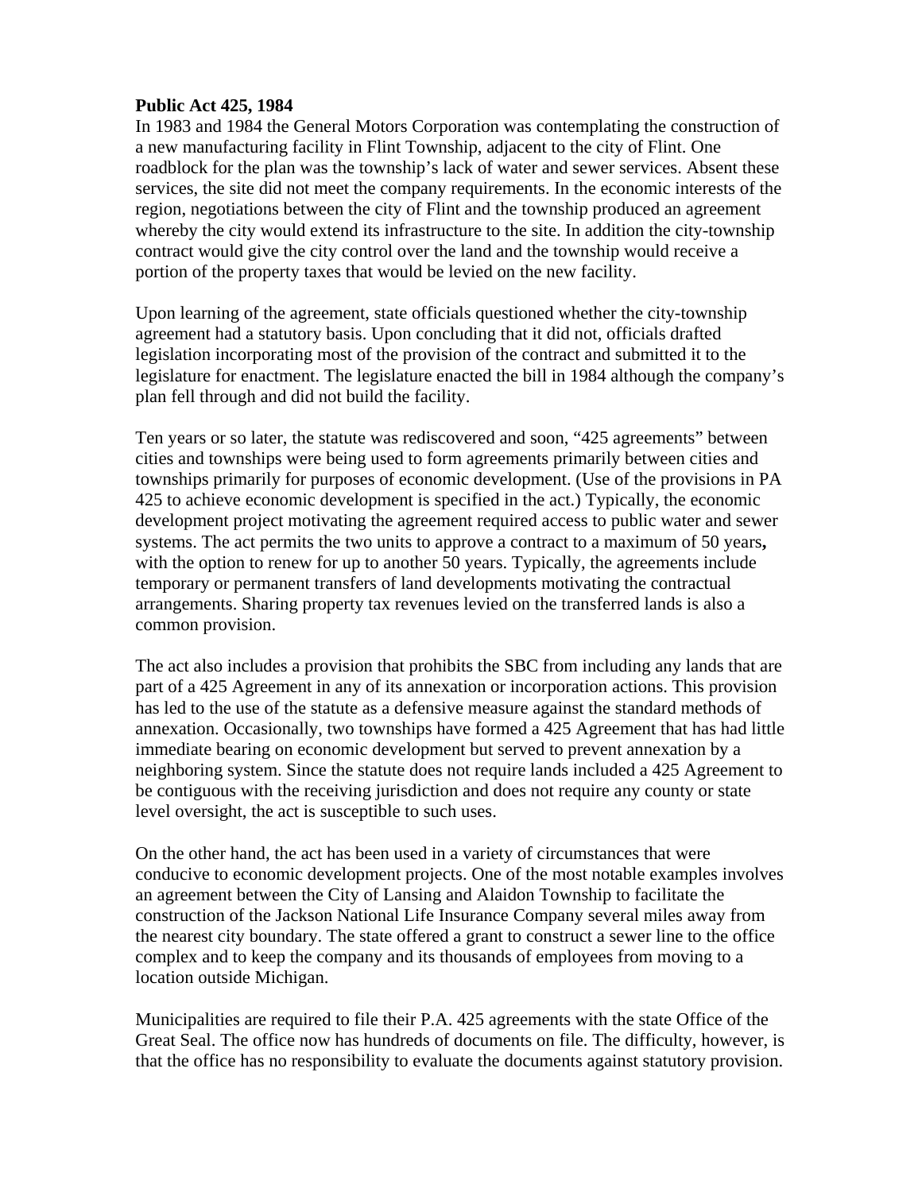**Public Act 425, 1984**

In 1983 and 1984 the General Motors Corporation was contemplating the construction of a new manufacturing facility in Flint Township, adjacent to the city of Flint. One roadblock for the plan was the township's lack of water and sewer services. Absent these services, the site did not meet the company requirements. In the economic interests of the region, negotiations between the city of Flint and the township produced an agreement whereby the city would extend its infrastructure to the site. In addition the city-township contract would give the city control over the land and the township would receive a portion of the property taxes that would be levied on the new facility.

Upon learning of the agreement, state officials questioned whether the city-township agreement had a statutory basis. Upon concluding that it did not, officials drafted legislation incorporating most of the provision of the contract and submitted it to the legislature for enactment. The legislature enacted the bill in 1984 although the company's plan fell through and did not build the facility.

Ten years or so later, the statute was rediscovered and soon, "425 agreements" between cities and townships were being used to form agreements primarily between cities and townships primarily for purposes of economic development. (Use of the provisions in PA 425 to achieve economic development is specified in the act.) Typically, the economic development project motivating the agreement required access to public water and sewer systems. The act permits the two units to approve a contract to a maximum of 50 years**,** with the option to renew for up to another 50 years. Typically, the agreements include temporary or permanent transfers of land developments motivating the contractual arrangements. Sharing property tax revenues levied on the transferred lands is also a common provision.

The act also includes a provision that prohibits the SBC from including any lands that are part of a 425 Agreement in any of its annexation or incorporation actions. This provision has led to the use of the statute as a defensive measure against the standard methods of annexation. Occasionally, two townships have formed a 425 Agreement that has had little immediate bearing on economic development but served to prevent annexation by a neighboring system. Since the statute does not require lands included a 425 Agreement to be contiguous with the receiving jurisdiction and does not require any county or state level oversight, the act is susceptible to such uses.

On the other hand, the act has been used in a variety of circumstances that were conducive to economic development projects. One of the most notable examples involves an agreement between the City of Lansing and Alaidon Township to facilitate the construction of the Jackson National Life Insurance Company several miles away from the nearest city boundary. The state offered a grant to construct a sewer line to the office complex and to keep the company and its thousands of employees from moving to a location outside Michigan.

Municipalities are required to file their P.A. 425 agreements with the state Office of the Great Seal. The office now has hundreds of documents on file. The difficulty, however, is that the office has no responsibility to evaluate the documents against statutory provision.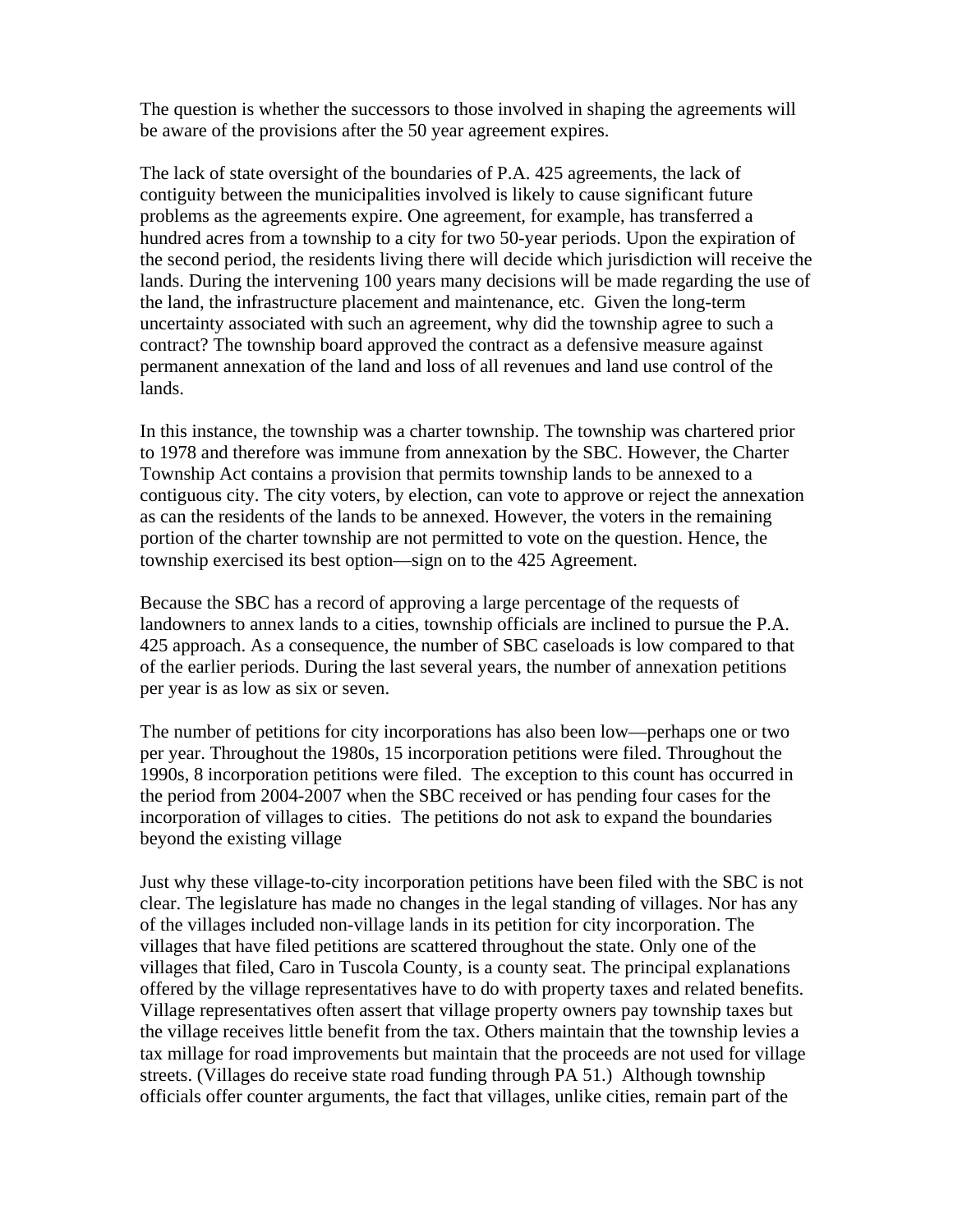The question is whether the successors to those involved in shaping the agreements will be aware of the provisions after the 50 year agreement expires.

The lack of state oversight of the boundaries of P.A. 425 agreements, the lack of contiguity between the municipalities involved is likely to cause significant future problems as the agreements expire. One agreement, for example, has transferred a hundred acres from a township to a city for two 50-year periods. Upon the expiration of the second period, the residents living there will decide which jurisdiction will receive the lands. During the intervening 100 years many decisions will be made regarding the use of the land, the infrastructure placement and maintenance, etc. Given the long-term uncertainty associated with such an agreement, why did the township agree to such a contract? The township board approved the contract as a defensive measure against permanent annexation of the land and loss of all revenues and land use control of the lands.

In this instance, the township was a charter township. The township was chartered prior to 1978 and therefore was immune from annexation by the SBC. However, the Charter Township Act contains a provision that permits township lands to be annexed to a contiguous city. The city voters, by election, can vote to approve or reject the annexation as can the residents of the lands to be annexed. However, the voters in the remaining portion of the charter township are not permitted to vote on the question. Hence, the township exercised its best option—sign on to the 425 Agreement.

Because the SBC has a record of approving a large percentage of the requests of landowners to annex lands to a cities, township officials are inclined to pursue the P.A. 425 approach. As a consequence, the number of SBC caseloads is low compared to that of the earlier periods. During the last several years, the number of annexation petitions per year is as low as six or seven.

The number of petitions for city incorporations has also been low—perhaps one or two per year. Throughout the 1980s, 15 incorporation petitions were filed. Throughout the 1990s, 8 incorporation petitions were filed. The exception to this count has occurred in the period from 2004-2007 when the SBC received or has pending four cases for the incorporation of villages to cities. The petitions do not ask to expand the boundaries beyond the existing village

Just why these village-to-city incorporation petitions have been filed with the SBC is not clear. The legislature has made no changes in the legal standing of villages. Nor has any of the villages included non-village lands in its petition for city incorporation. The villages that have filed petitions are scattered throughout the state. Only one of the villages that filed, Caro in Tuscola County, is a county seat. The principal explanations offered by the village representatives have to do with property taxes and related benefits. Village representatives often assert that village property owners pay township taxes but the village receives little benefit from the tax. Others maintain that the township levies a tax millage for road improvements but maintain that the proceeds are not used for village streets. (Villages do receive state road funding through PA 51.) Although township officials offer counter arguments, the fact that villages, unlike cities, remain part of the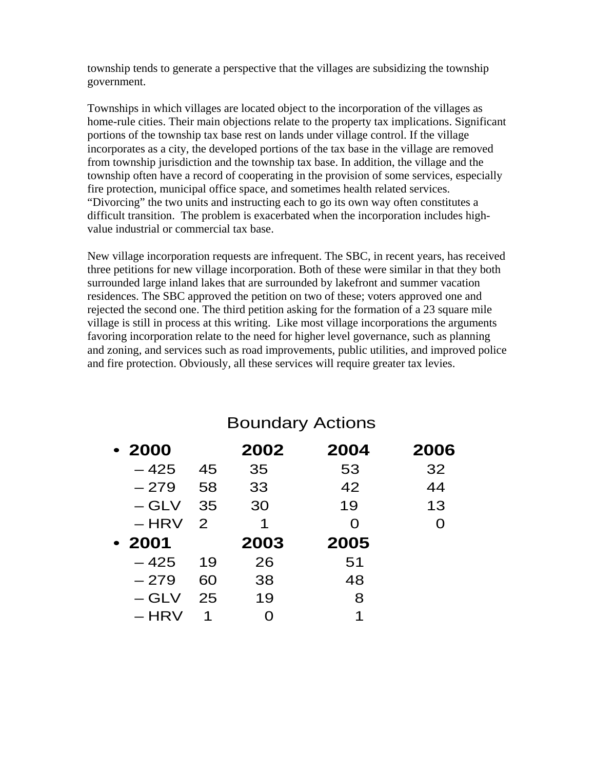township tends to generate a perspective that the villages are subsidizing the township government.

Townships in which villages are located object to the incorporation of the villages as home-rule cities. Their main objections relate to the property tax implications. Significant portions of the township tax base rest on lands under village control. If the village incorporates as a city, the developed portions of the tax base in the village are removed from township jurisdiction and the township tax base. In addition, the village and the township often have a record of cooperating in the provision of some services, especially fire protection, municipal office space, and sometimes health related services. "Divorcing" the two units and instructing each to go its own way often constitutes a difficult transition. The problem is exacerbated when the incorporation includes high-value industrial or commercial tax base.

New village incorporation requests are infrequent. The SBC, in recent years, has received three petitions for new village incorporation. Both of these were similar in that they both surrounded large inland lakes that are surrounded by lakefront and summer vacation residences. The SBC approved the petition on two of these; voters approved one and rejected the second one. The third petition asking for the formation of a 23 square mile village is still in process at this writing. Like most village incorporations the arguments favoring incorporation relate to the need for higher level governance, such as planning and zoning, and services such as road improvements, public utilities, and improved police and fire protection. Obviously, all these services will require greater tax levies.

## Boundary Actions

- **2000** / **2002** / **2004** / **2006**
  - 425: 45, 35, 53, 32
  - 279: 58, 33, 42, 44
  - GLV: 35, 30, 19, 13
  - HRV: 2, 1, 0, 0
- **2001** / **2003** / **2005**
  - 425: 19, 26, 51
  - 279: 60, 38, 48
  - GLV: 25, 19, 8
  - HRV: 1, 0, 1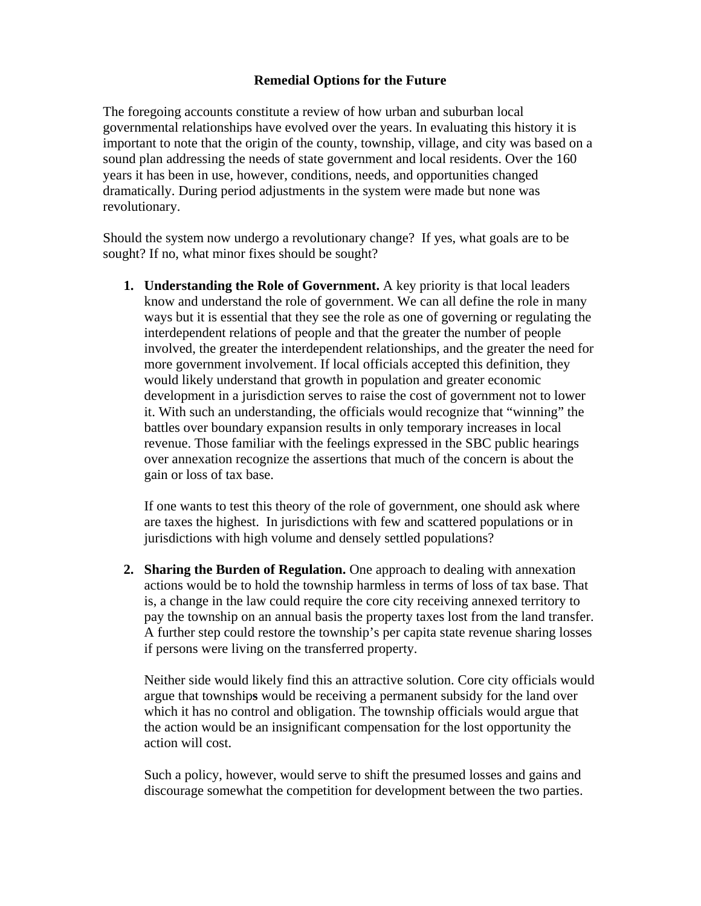## Remedial Options for the Future

The foregoing accounts constitute a review of how urban and suburban local governmental relationships have evolved over the years. In evaluating this history it is important to note that the origin of the county, township, village, and city was based on a sound plan addressing the needs of state government and local residents. Over the 160 years it has been in use, however, conditions, needs, and opportunities changed dramatically. During period adjustments in the system were made but none was revolutionary.

Should the system now undergo a revolutionary change? If yes, what goals are to be sought? If no, what minor fixes should be sought?

1. **Understanding the Role of Government.** A key priority is that local leaders know and understand the role of government. We can all define the role in many ways but it is essential that they see the role as one of governing or regulating the interdependent relations of people and that the greater the number of people involved, the greater the interdependent relationships, and the greater the need for more government involvement. If local officials accepted this definition, they would likely understand that growth in population and greater economic development in a jurisdiction serves to raise the cost of government not to lower it. With such an understanding, the officials would recognize that "winning" the battles over boundary expansion results in only temporary increases in local revenue. Those familiar with the feelings expressed in the SBC public hearings over annexation recognize the assertions that much of the concern is about the gain or loss of tax base.

   If one wants to test this theory of the role of government, one should ask where are taxes the highest. In jurisdictions with few and scattered populations or in jurisdictions with high volume and densely settled populations?

2. **Sharing the Burden of Regulation.** One approach to dealing with annexation actions would be to hold the township harmless in terms of loss of tax base. That is, a change in the law could require the core city receiving annexed territory to pay the township on an annual basis the property taxes lost from the land transfer. A further step could restore the township's per capita state revenue sharing losses if persons were living on the transferred property.

   Neither side would likely find this an attractive solution. Core city officials would argue that township**s** would be receiving a permanent subsidy for the land over which it has no control and obligation. The township officials would argue that the action would be an insignificant compensation for the lost opportunity the action will cost.

   Such a policy, however, would serve to shift the presumed losses and gains and discourage somewhat the competition for development between the two parties.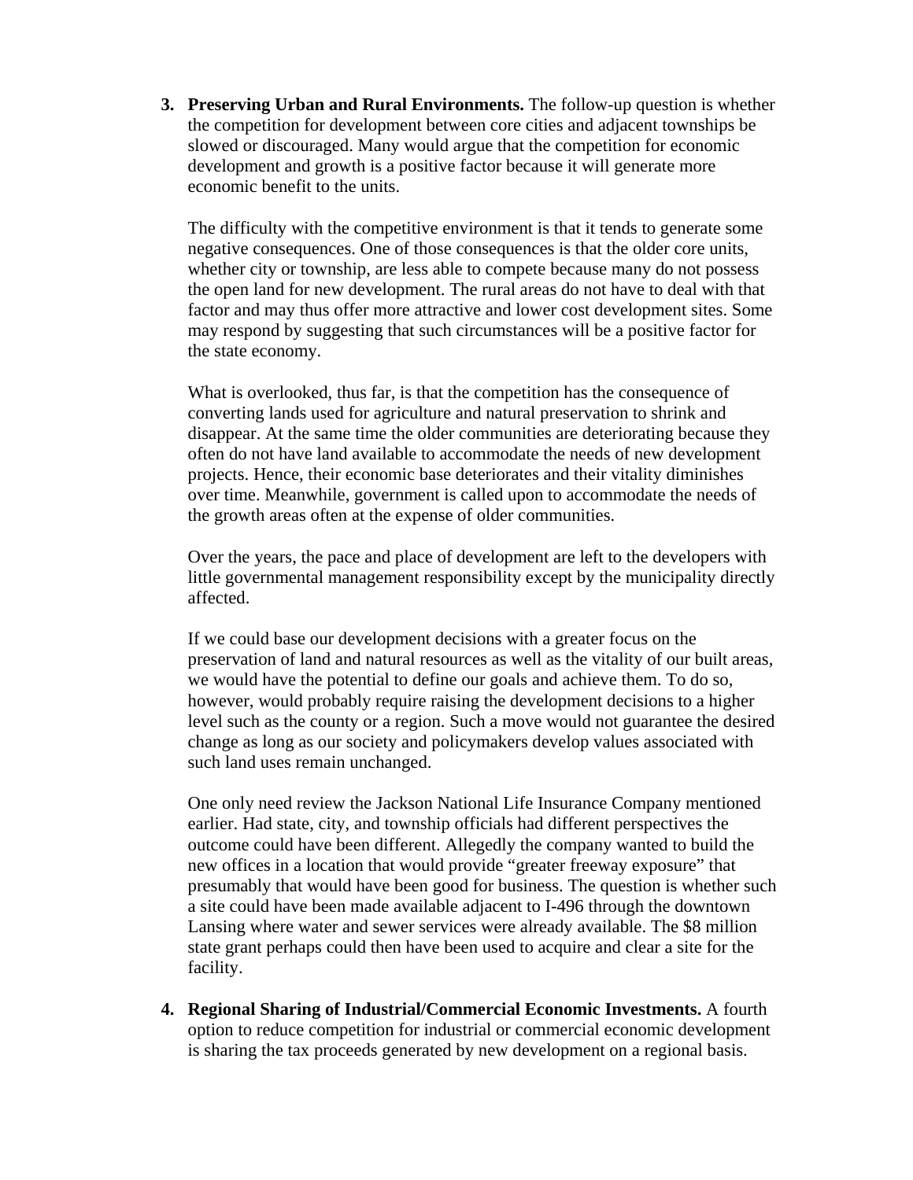3. **Preserving Urban and Rural Environments.** The follow-up question is whether the competition for development between core cities and adjacent townships be slowed or discouraged. Many would argue that the competition for economic development and growth is a positive factor because it will generate more economic benefit to the units.

   The difficulty with the competitive environment is that it tends to generate some negative consequences. One of those consequences is that the older core units, whether city or township, are less able to compete because many do not possess the open land for new development. The rural areas do not have to deal with that factor and may thus offer more attractive and lower cost development sites. Some may respond by suggesting that such circumstances will be a positive factor for the state economy.

   What is overlooked, thus far, is that the competition has the consequence of converting lands used for agriculture and natural preservation to shrink and disappear. At the same time the older communities are deteriorating because they often do not have land available to accommodate the needs of new development projects. Hence, their economic base deteriorates and their vitality diminishes over time. Meanwhile, government is called upon to accommodate the needs of the growth areas often at the expense of older communities.

   Over the years, the pace and place of development are left to the developers with little governmental management responsibility except by the municipality directly affected.

   If we could base our development decisions with a greater focus on the preservation of land and natural resources as well as the vitality of our built areas, we would have the potential to define our goals and achieve them. To do so, however, would probably require raising the development decisions to a higher level such as the county or a region. Such a move would not guarantee the desired change as long as our society and policymakers develop values associated with such land uses remain unchanged.

   One only need review the Jackson National Life Insurance Company mentioned earlier. Had state, city, and township officials had different perspectives the outcome could have been different. Allegedly the company wanted to build the new offices in a location that would provide "greater freeway exposure" that presumably that would have been good for business. The question is whether such a site could have been made available adjacent to I-496 through the downtown Lansing where water and sewer services were already available. The $8 million state grant perhaps could then have been used to acquire and clear a site for the facility.

4. **Regional Sharing of Industrial/Commercial Economic Investments.** A fourth option to reduce competition for industrial or commercial economic development is sharing the tax proceeds generated by new development on a regional basis.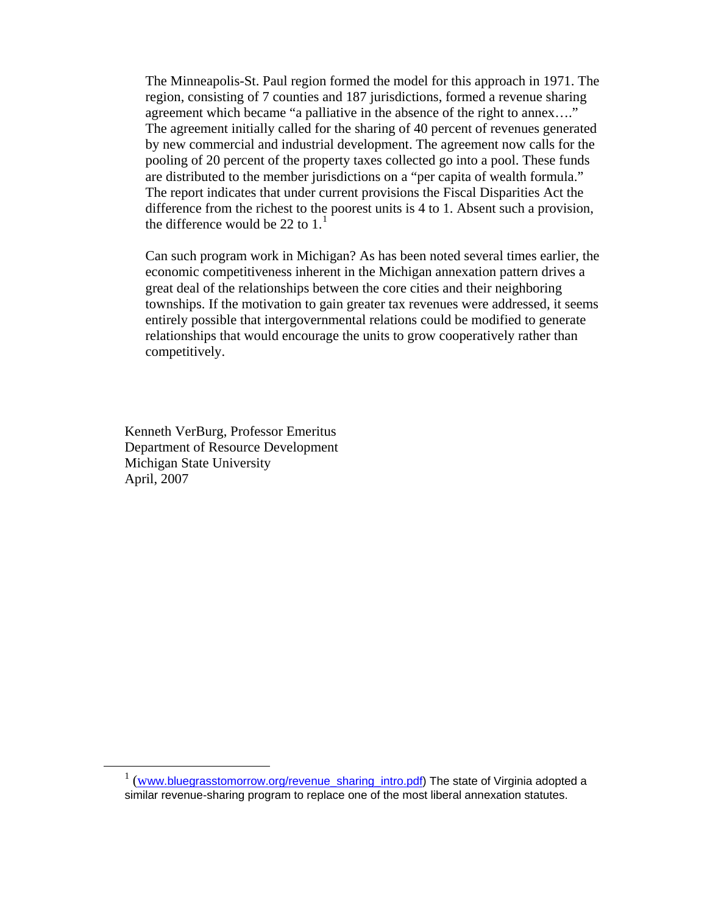The Minneapolis-St. Paul region formed the model for this approach in 1971. The region, consisting of 7 counties and 187 jurisdictions, formed a revenue sharing agreement which became "a palliative in the absence of the right to annex…." The agreement initially called for the sharing of 40 percent of revenues generated by new commercial and industrial development. The agreement now calls for the pooling of 20 percent of the property taxes collected go into a pool. These funds are distributed to the member jurisdictions on a "per capita of wealth formula." The report indicates that under current provisions the Fiscal Disparities Act the difference from the richest to the poorest units is 4 to 1. Absent such a provision, the difference would be 22 to 1.[1]

Can such program work in Michigan? As has been noted several times earlier, the economic competitiveness inherent in the Michigan annexation pattern drives a great deal of the relationships between the core cities and their neighboring townships. If the motivation to gain greater tax revenues were addressed, it seems entirely possible that intergovernmental relations could be modified to generate relationships that would encourage the units to grow cooperatively rather than competitively.

Kenneth VerBurg, Professor Emeritus
Department of Resource Development
Michigan State University
April, 2007

---

[1] (www.bluegrasstomorrow.org/revenue_sharing_intro.pdf) The state of Virginia adopted a similar revenue-sharing program to replace one of the most liberal annexation statutes.